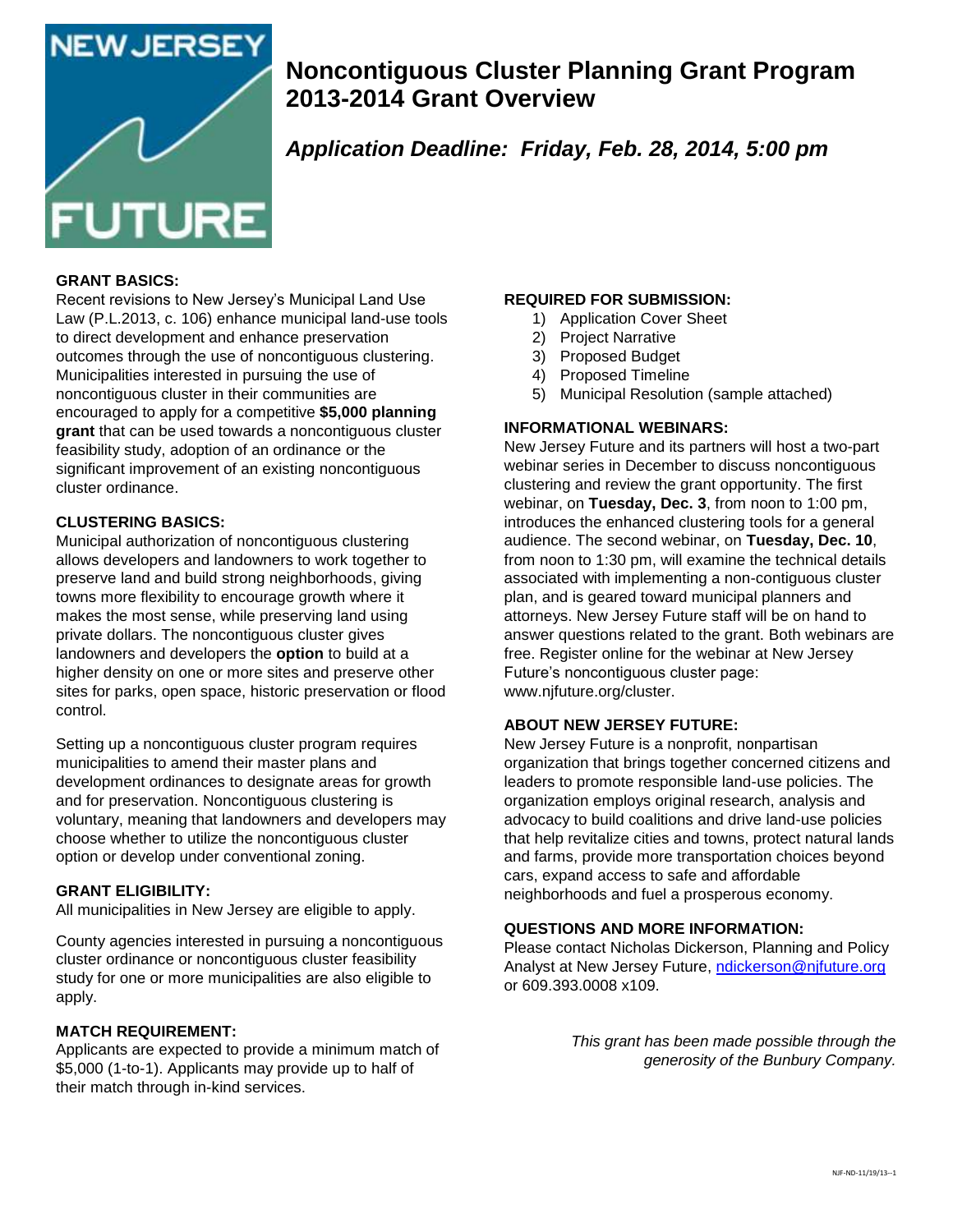NEW JERSEY FUTURE

# Noncontiguous Cluster Planning Grant Program 2013-2014 Grant Overview

***Application Deadline: Friday, Feb. 28, 2014, 5:00 pm***

**GRANT BASICS:**

Recent revisions to New Jersey's Municipal Land Use Law (P.L.2013, c. 106) enhance municipal land-use tools to direct development and enhance preservation outcomes through the use of noncontiguous clustering. Municipalities interested in pursuing the use of noncontiguous cluster in their communities are encouraged to apply for a competitive **$5,000 planning grant** that can be used towards a noncontiguous cluster feasibility study, adoption of an ordinance or the significant improvement of an existing noncontiguous cluster ordinance.

**CLUSTERING BASICS:**

Municipal authorization of noncontiguous clustering allows developers and landowners to work together to preserve land and build strong neighborhoods, giving towns more flexibility to encourage growth where it makes the most sense, while preserving land using private dollars. The noncontiguous cluster gives landowners and developers the **option** to build at a higher density on one or more sites and preserve other sites for parks, open space, historic preservation or flood control.

Setting up a noncontiguous cluster program requires municipalities to amend their master plans and development ordinances to designate areas for growth and for preservation. Noncontiguous clustering is voluntary, meaning that landowners and developers may choose whether to utilize the noncontiguous cluster option or develop under conventional zoning.

**GRANT ELIGIBILITY:**

All municipalities in New Jersey are eligible to apply.

County agencies interested in pursuing a noncontiguous cluster ordinance or noncontiguous cluster feasibility study for one or more municipalities are also eligible to apply.

**MATCH REQUIREMENT:**

Applicants are expected to provide a minimum match of $5,000 (1-to-1). Applicants may provide up to half of their match through in-kind services.

**REQUIRED FOR SUBMISSION:**

1) Application Cover Sheet
2) Project Narrative
3) Proposed Budget
4) Proposed Timeline
5) Municipal Resolution (sample attached)

**INFORMATIONAL WEBINARS:**

New Jersey Future and its partners will host a two-part webinar series in December to discuss noncontiguous clustering and review the grant opportunity. The first webinar, on **Tuesday, Dec. 3**, from noon to 1:00 pm, introduces the enhanced clustering tools for a general audience. The second webinar, on **Tuesday, Dec. 10**, from noon to 1:30 pm, will examine the technical details associated with implementing a non-contiguous cluster plan, and is geared toward municipal planners and attorneys. New Jersey Future staff will be on hand to answer questions related to the grant. Both webinars are free. Register online for the webinar at New Jersey Future's noncontiguous cluster page: www.njfuture.org/cluster.

**ABOUT NEW JERSEY FUTURE:**

New Jersey Future is a nonprofit, nonpartisan organization that brings together concerned citizens and leaders to promote responsible land-use policies. The organization employs original research, analysis and advocacy to build coalitions and drive land-use policies that help revitalize cities and towns, protect natural lands and farms, provide more transportation choices beyond cars, expand access to safe and affordable neighborhoods and fuel a prosperous economy.

**QUESTIONS AND MORE INFORMATION:**

Please contact Nicholas Dickerson, Planning and Policy Analyst at New Jersey Future, ndickerson@njfuture.org or 609.393.0008 x109.

*This grant has been made possible through the generosity of the Bunbury Company.*

NJF-ND-11/19/13--1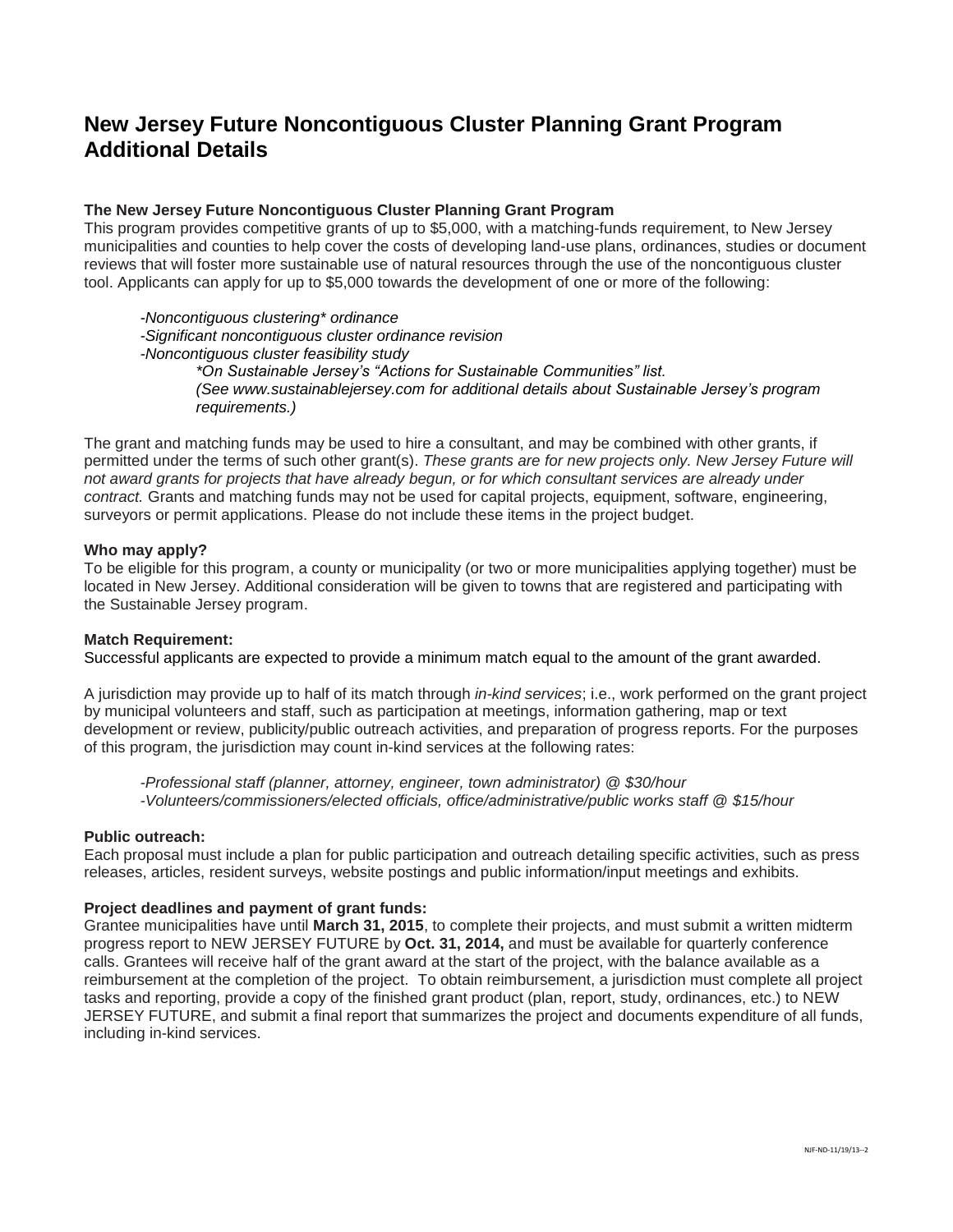# New Jersey Future Noncontiguous Cluster Planning Grant Program Additional Details

### The New Jersey Future Noncontiguous Cluster Planning Grant Program

This program provides competitive grants of up to $5,000, with a matching-funds requirement, to New Jersey municipalities and counties to help cover the costs of developing land-use plans, ordinances, studies or document reviews that will foster more sustainable use of natural resources through the use of the noncontiguous cluster tool. Applicants can apply for up to $5,000 towards the development of one or more of the following:

*-Noncontiguous clustering* ordinance*
*-Significant noncontiguous cluster ordinance revision*
*-Noncontiguous cluster feasibility study*

> **On Sustainable Jersey's "Actions for Sustainable Communities" list.*
> *(See www.sustainablejersey.com for additional details about Sustainable Jersey's program requirements.)*

The grant and matching funds may be used to hire a consultant, and may be combined with other grants, if permitted under the terms of such other grant(s). *These grants are for new projects only. New Jersey Future will not award grants for projects that have already begun, or for which consultant services are already under contract.* Grants and matching funds may not be used for capital projects, equipment, software, engineering, surveyors or permit applications. Please do not include these items in the project budget.

### Who may apply?

To be eligible for this program, a county or municipality (or two or more municipalities applying together) must be located in New Jersey. Additional consideration will be given to towns that are registered and participating with the Sustainable Jersey program.

### Match Requirement:

Successful applicants are expected to provide a minimum match equal to the amount of the grant awarded.

A jurisdiction may provide up to half of its match through *in-kind services*; i.e., work performed on the grant project by municipal volunteers and staff, such as participation at meetings, information gathering, map or text development or review, publicity/public outreach activities, and preparation of progress reports. For the purposes of this program, the jurisdiction may count in-kind services at the following rates:

*-Professional staff (planner, attorney, engineer, town administrator) @ $30/hour*
*-Volunteers/commissioners/elected officials, office/administrative/public works staff @ $15/hour*

### Public outreach:

Each proposal must include a plan for public participation and outreach detailing specific activities, such as press releases, articles, resident surveys, website postings and public information/input meetings and exhibits.

### Project deadlines and payment of grant funds:

Grantee municipalities have until **March 31, 2015**, to complete their projects, and must submit a written midterm progress report to NEW JERSEY FUTURE by **Oct. 31, 2014,** and must be available for quarterly conference calls. Grantees will receive half of the grant award at the start of the project, with the balance available as a reimbursement at the completion of the project. To obtain reimbursement, a jurisdiction must complete all project tasks and reporting, provide a copy of the finished grant product (plan, report, study, ordinances, etc.) to NEW JERSEY FUTURE, and submit a final report that summarizes the project and documents expenditure of all funds, including in-kind services.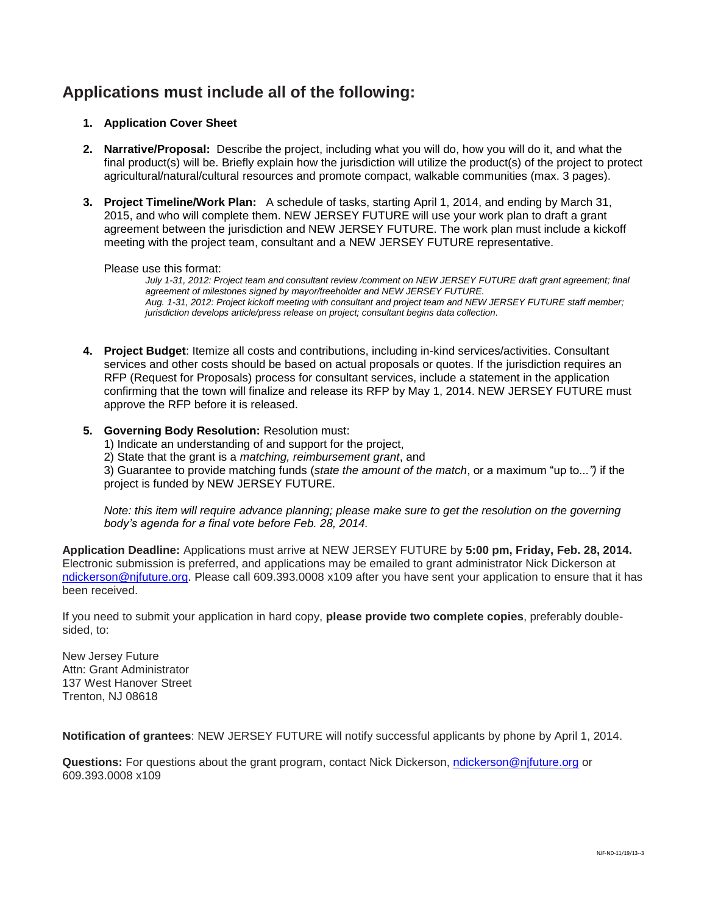## Applications must include all of the following:

1. **Application Cover Sheet**

2. **Narrative/Proposal:** Describe the project, including what you will do, how you will do it, and what the final product(s) will be. Briefly explain how the jurisdiction will utilize the product(s) of the project to protect agricultural/natural/cultural resources and promote compact, walkable communities (max. 3 pages).

3. **Project Timeline/Work Plan:** A schedule of tasks, starting April 1, 2014, and ending by March 31, 2015, and who will complete them. NEW JERSEY FUTURE will use your work plan to draft a grant agreement between the jurisdiction and NEW JERSEY FUTURE. The work plan must include a kickoff meeting with the project team, consultant and a NEW JERSEY FUTURE representative.

   Please use this format:

   *July 1-31, 2012: Project team and consultant review /comment on NEW JERSEY FUTURE draft grant agreement; final agreement of milestones signed by mayor/freeholder and NEW JERSEY FUTURE.*
   *Aug. 1-31, 2012: Project kickoff meeting with consultant and project team and NEW JERSEY FUTURE staff member; jurisdiction develops article/press release on project; consultant begins data collection.*

4. **Project Budget**: Itemize all costs and contributions, including in-kind services/activities. Consultant services and other costs should be based on actual proposals or quotes. If the jurisdiction requires an RFP (Request for Proposals) process for consultant services, include a statement in the application confirming that the town will finalize and release its RFP by May 1, 2014. NEW JERSEY FUTURE must approve the RFP before it is released.

5. **Governing Body Resolution:** Resolution must:
   1) Indicate an understanding of and support for the project,
   2) State that the grant is a *matching, reimbursement grant*, and
   3) Guarantee to provide matching funds (*state the amount of the match*, or a maximum "up to...") if the project is funded by NEW JERSEY FUTURE.

   *Note: this item will require advance planning; please make sure to get the resolution on the governing body's agenda for a final vote before Feb. 28, 2014.*

**Application Deadline:** Applications must arrive at NEW JERSEY FUTURE by **5:00 pm, Friday, Feb. 28, 2014.** Electronic submission is preferred, and applications may be emailed to grant administrator Nick Dickerson at ndickerson@njfuture.org. Please call 609.393.0008 x109 after you have sent your application to ensure that it has been received.

If you need to submit your application in hard copy, **please provide two complete copies**, preferably double-sided, to:

New Jersey Future
Attn: Grant Administrator
137 West Hanover Street
Trenton, NJ 08618

**Notification of grantees**: NEW JERSEY FUTURE will notify successful applicants by phone by April 1, 2014.

**Questions:** For questions about the grant program, contact Nick Dickerson, ndickerson@njfuture.org or 609.393.0008 x109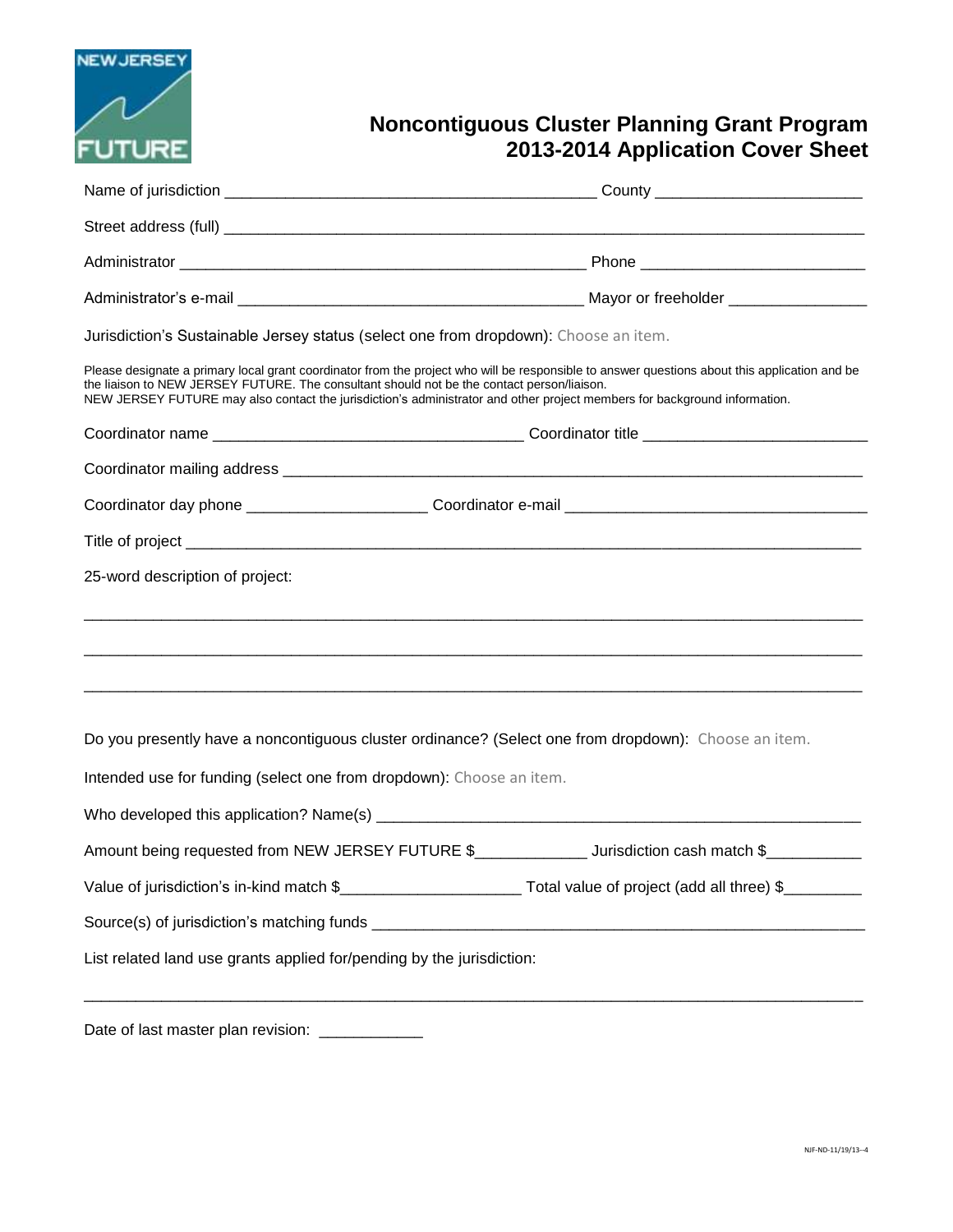# Noncontiguous Cluster Planning Grant Program 2013-2014 Application Cover Sheet

Name of jurisdiction ___________________________________________ County _______________________

Street address (full) ___________________________________________________________________________

Administrator _______________________________________________ Phone _________________________

Administrator's e-mail _______________________________________ Mayor or freeholder ________________

Jurisdiction's Sustainable Jersey status (select one from dropdown): Choose an item.

Please designate a primary local grant coordinator from the project who will be responsible to answer questions about this application and be the liaison to NEW JERSEY FUTURE. The consultant should not be the contact person/liaison.
NEW JERSEY FUTURE may also contact the jurisdiction's administrator and other project members for background information.

Coordinator name ___________________________________ Coordinator title __________________________

Coordinator mailing address ______________________________________________________________________

Coordinator day phone ____________________ Coordinator e-mail __________________________________

Title of project _________________________________________________________________________________

25-word description of project:

___________________________________________________________________________________________

___________________________________________________________________________________________

___________________________________________________________________________________________

Do you presently have a noncontiguous cluster ordinance? (Select one from dropdown): Choose an item.

Intended use for funding (select one from dropdown): Choose an item.

Who developed this application? Name(s) _________________________________________________________

Amount being requested from NEW JERSEY FUTURE $_____________ Jurisdiction cash match $___________

Value of jurisdiction's in-kind match $____________________ Total value of project (add all three) $_________

Source(s) of jurisdiction's matching funds ________________________________________________________

List related land use grants applied for/pending by the jurisdiction:

___________________________________________________________________________________________

Date of last master plan revision: ____________

NJF-ND-11/19/13--4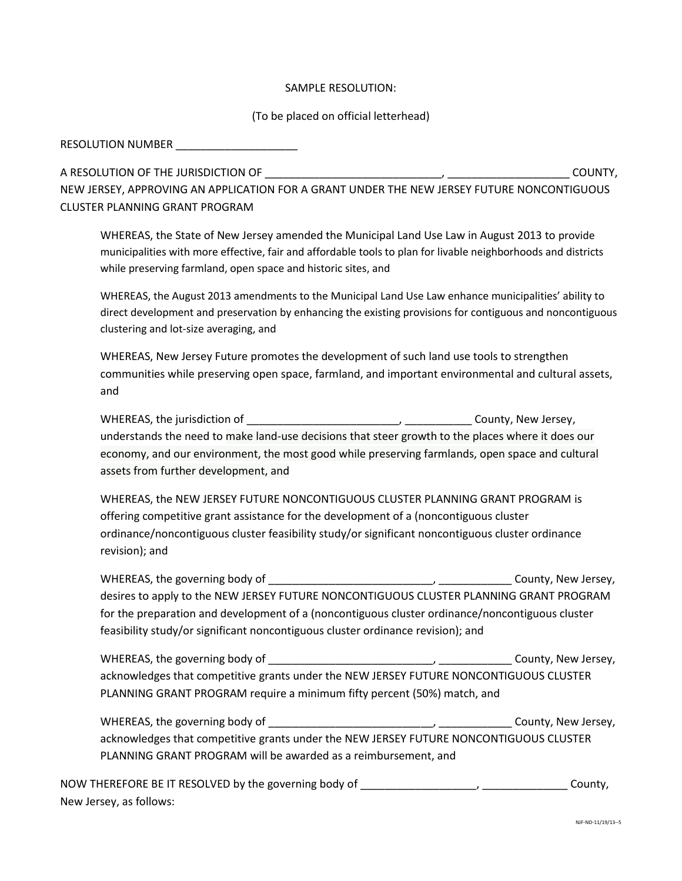SAMPLE RESOLUTION:

(To be placed on official letterhead)

RESOLUTION NUMBER ____________________

A RESOLUTION OF THE JURISDICTION OF _____________________________, ____________________ COUNTY, NEW JERSEY, APPROVING AN APPLICATION FOR A GRANT UNDER THE NEW JERSEY FUTURE NONCONTIGUOUS CLUSTER PLANNING GRANT PROGRAM

WHEREAS, the State of New Jersey amended the Municipal Land Use Law in August 2013 to provide municipalities with more effective, fair and affordable tools to plan for livable neighborhoods and districts while preserving farmland, open space and historic sites, and

WHEREAS, the August 2013 amendments to the Municipal Land Use Law enhance municipalities' ability to direct development and preservation by enhancing the existing provisions for contiguous and noncontiguous clustering and lot-size averaging, and

WHEREAS, New Jersey Future promotes the development of such land use tools to strengthen communities while preserving open space, farmland, and important environmental and cultural assets, and

WHEREAS, the jurisdiction of _________________________, ___________ County, New Jersey, understands the need to make land-use decisions that steer growth to the places where it does our economy, and our environment, the most good while preserving farmlands, open space and cultural assets from further development, and

WHEREAS, the NEW JERSEY FUTURE NONCONTIGUOUS CLUSTER PLANNING GRANT PROGRAM is offering competitive grant assistance for the development of a (noncontiguous cluster ordinance/noncontiguous cluster feasibility study/or significant noncontiguous cluster ordinance revision); and

WHEREAS, the governing body of ___________________________, ____________ County, New Jersey, desires to apply to the NEW JERSEY FUTURE NONCONTIGUOUS CLUSTER PLANNING GRANT PROGRAM for the preparation and development of a (noncontiguous cluster ordinance/noncontiguous cluster feasibility study/or significant noncontiguous cluster ordinance revision); and

WHEREAS, the governing body of ___________________________, ____________ County, New Jersey, acknowledges that competitive grants under the NEW JERSEY FUTURE NONCONTIGUOUS CLUSTER PLANNING GRANT PROGRAM require a minimum fifty percent (50%) match, and

WHEREAS, the governing body of ___________________________, ____________ County, New Jersey, acknowledges that competitive grants under the NEW JERSEY FUTURE NONCONTIGUOUS CLUSTER PLANNING GRANT PROGRAM will be awarded as a reimbursement, and

NOW THEREFORE BE IT RESOLVED by the governing body of ___________________, ______________ County, New Jersey, as follows: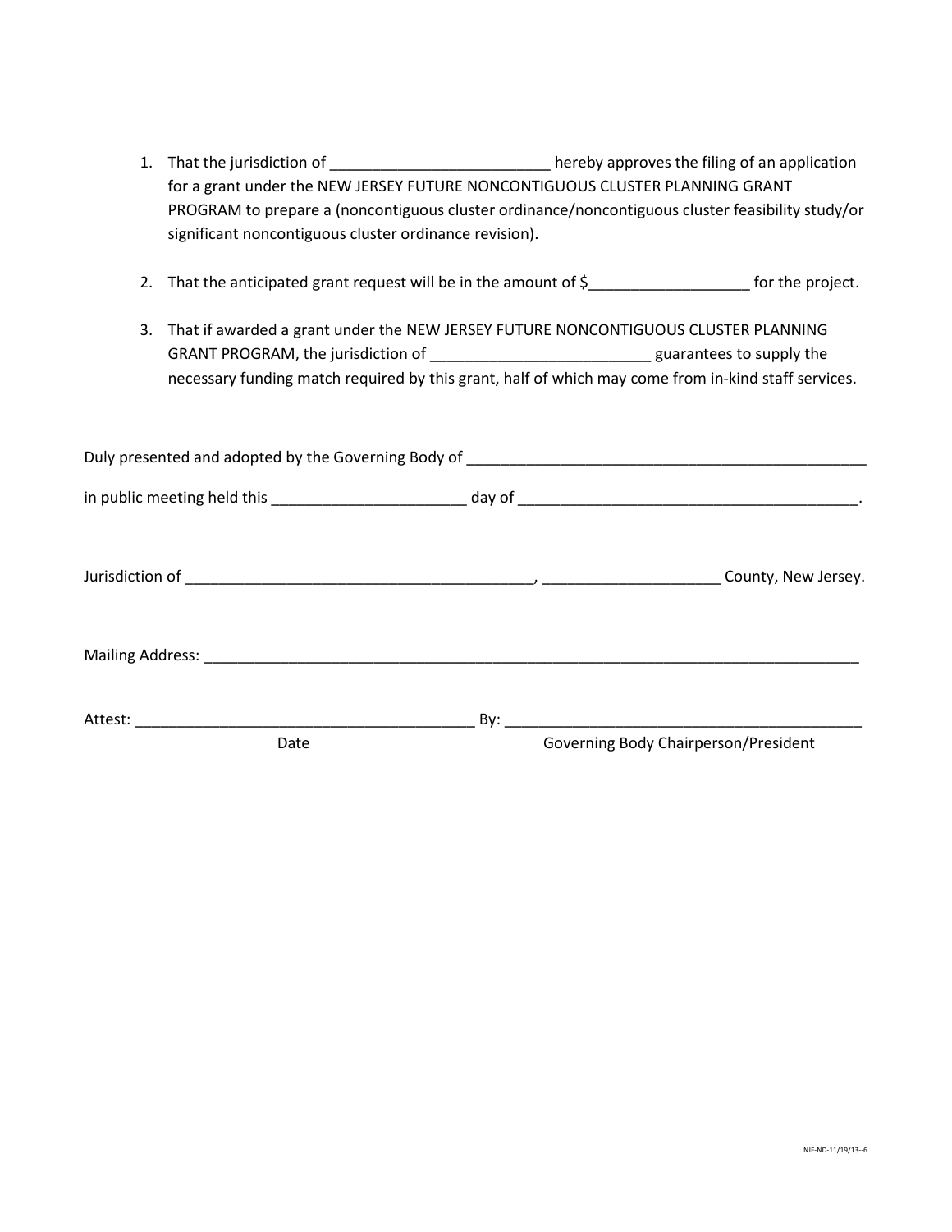1. That the jurisdiction of _________________________ hereby approves the filing of an application for a grant under the NEW JERSEY FUTURE NONCONTIGUOUS CLUSTER PLANNING GRANT PROGRAM to prepare a (noncontiguous cluster ordinance/noncontiguous cluster feasibility study/or significant noncontiguous cluster ordinance revision).

2. That the anticipated grant request will be in the amount of $__________________ for the project.

3. That if awarded a grant under the NEW JERSEY FUTURE NONCONTIGUOUS CLUSTER PLANNING GRANT PROGRAM, the jurisdiction of _________________________ guarantees to supply the necessary funding match required by this grant, half of which may come from in-kind staff services.

Duly presented and adopted by the Governing Body of _______________________________________________

in public meeting held this ______________________ day of ________________________________________.

Jurisdiction of _________________________________________, ____________________ County, New Jersey.

Mailing Address: _____________________________________________________________________________

Attest: _______________________________________ By: ________________________________________

Date                                        Governing Body Chairperson/President

NJF-ND-11/19/13--6